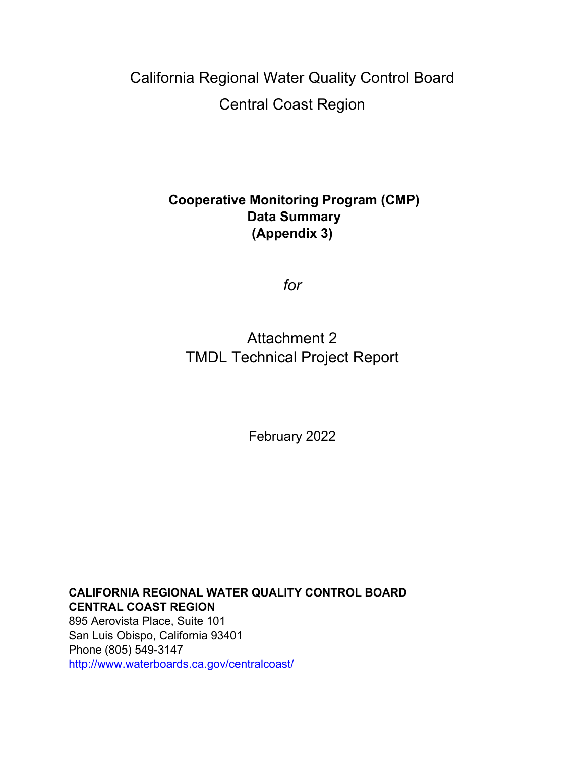# California Regional Water Quality Control Board

# Central Coast Region

**Cooperative Monitoring Program (CMP)**
**Data Summary**
**(Appendix 3)**

*for*

## Attachment 2
## TMDL Technical Project Report

February 2022

**CALIFORNIA REGIONAL WATER QUALITY CONTROL BOARD**
**CENTRAL COAST REGION**
895 Aerovista Place, Suite 101
San Luis Obispo, California 93401
Phone (805) 549-3147
http://www.waterboards.ca.gov/centralcoast/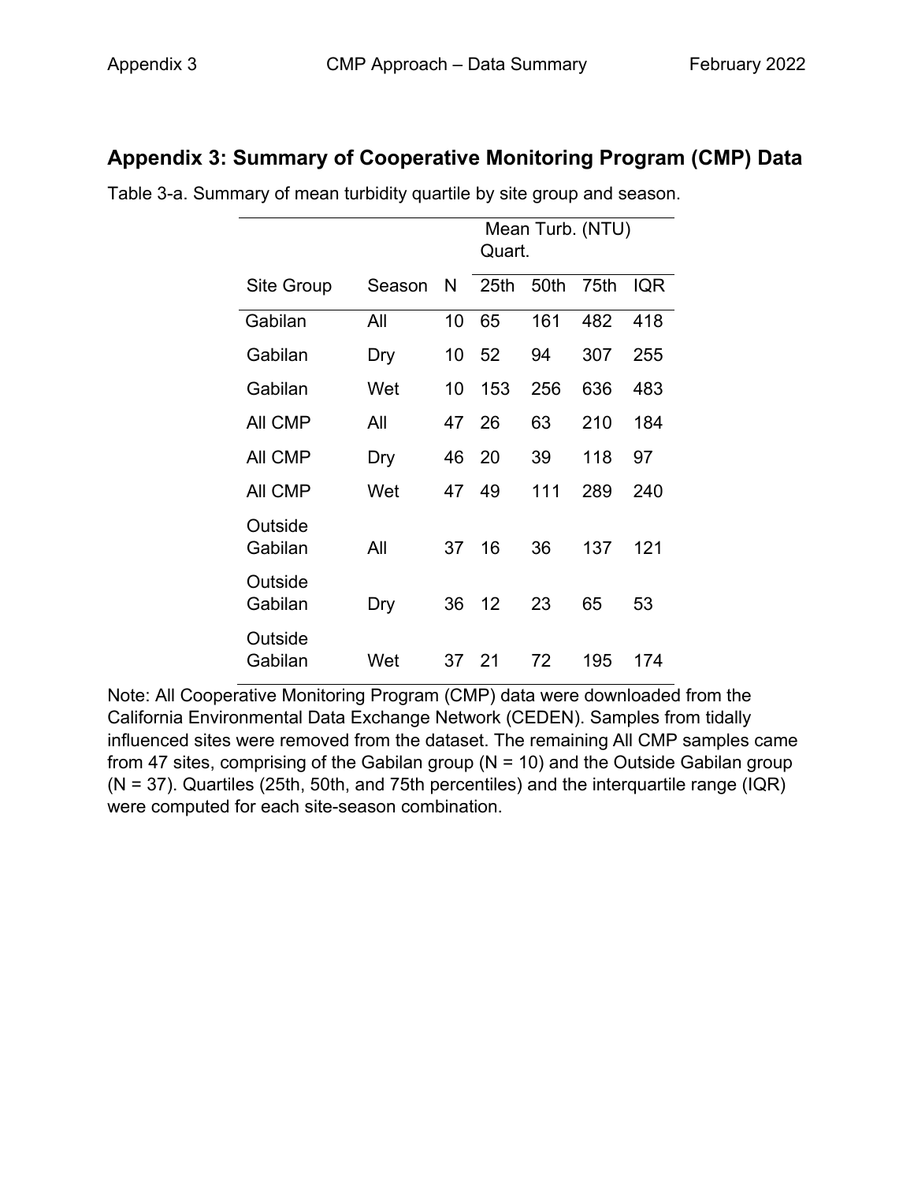## Appendix 3: Summary of Cooperative Monitoring Program (CMP) Data

Table 3-a. Summary of mean turbidity quartile by site group and season.

| | | | Mean Turb. (NTU) Quart. | | | |
|---|---|---|---|---|---|---|
| Site Group | Season | N | 25th | 50th | 75th | IQR |
| Gabilan | All | 10 | 65 | 161 | 482 | 418 |
| Gabilan | Dry | 10 | 52 | 94 | 307 | 255 |
| Gabilan | Wet | 10 | 153 | 256 | 636 | 483 |
| All CMP | All | 47 | 26 | 63 | 210 | 184 |
| All CMP | Dry | 46 | 20 | 39 | 118 | 97 |
| All CMP | Wet | 47 | 49 | 111 | 289 | 240 |
| Outside Gabilan | All | 37 | 16 | 36 | 137 | 121 |
| Outside Gabilan | Dry | 36 | 12 | 23 | 65 | 53 |
| Outside Gabilan | Wet | 37 | 21 | 72 | 195 | 174 |

Note: All Cooperative Monitoring Program (CMP) data were downloaded from the California Environmental Data Exchange Network (CEDEN). Samples from tidally influenced sites were removed from the dataset. The remaining All CMP samples came from 47 sites, comprising of the Gabilan group (N = 10) and the Outside Gabilan group (N = 37). Quartiles (25th, 50th, and 75th percentiles) and the interquartile range (IQR) were computed for each site-season combination.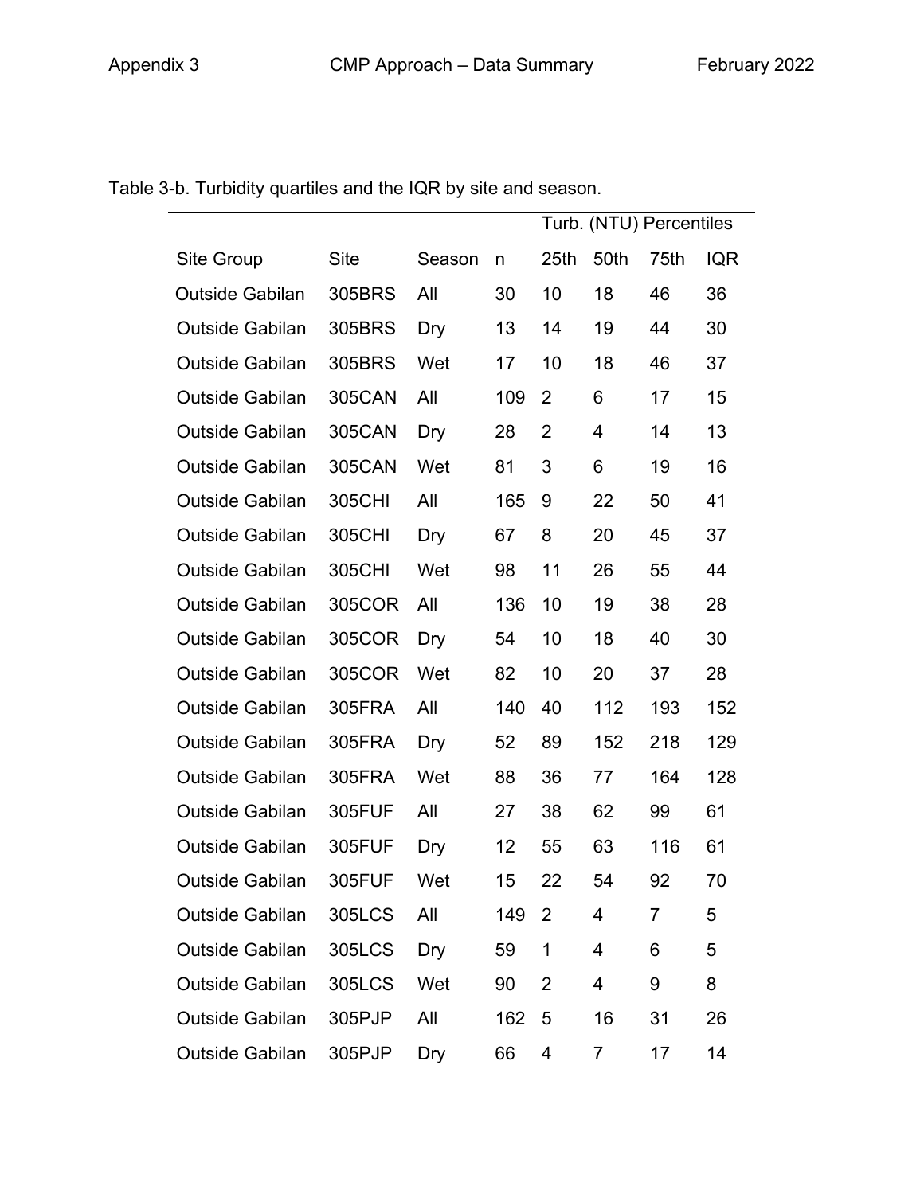Table 3-b. Turbidity quartiles and the IQR by site and season.

| | | | | Turb. (NTU) Percentiles | | | |
|---|---|---|---|---|---|---|---|
| Site Group | Site | Season | n | 25th | 50th | 75th | IQR |
| Outside Gabilan | 305BRS | All | 30 | 10 | 18 | 46 | 36 |
| Outside Gabilan | 305BRS | Dry | 13 | 14 | 19 | 44 | 30 |
| Outside Gabilan | 305BRS | Wet | 17 | 10 | 18 | 46 | 37 |
| Outside Gabilan | 305CAN | All | 109 | 2 | 6 | 17 | 15 |
| Outside Gabilan | 305CAN | Dry | 28 | 2 | 4 | 14 | 13 |
| Outside Gabilan | 305CAN | Wet | 81 | 3 | 6 | 19 | 16 |
| Outside Gabilan | 305CHI | All | 165 | 9 | 22 | 50 | 41 |
| Outside Gabilan | 305CHI | Dry | 67 | 8 | 20 | 45 | 37 |
| Outside Gabilan | 305CHI | Wet | 98 | 11 | 26 | 55 | 44 |
| Outside Gabilan | 305COR | All | 136 | 10 | 19 | 38 | 28 |
| Outside Gabilan | 305COR | Dry | 54 | 10 | 18 | 40 | 30 |
| Outside Gabilan | 305COR | Wet | 82 | 10 | 20 | 37 | 28 |
| Outside Gabilan | 305FRA | All | 140 | 40 | 112 | 193 | 152 |
| Outside Gabilan | 305FRA | Dry | 52 | 89 | 152 | 218 | 129 |
| Outside Gabilan | 305FRA | Wet | 88 | 36 | 77 | 164 | 128 |
| Outside Gabilan | 305FUF | All | 27 | 38 | 62 | 99 | 61 |
| Outside Gabilan | 305FUF | Dry | 12 | 55 | 63 | 116 | 61 |
| Outside Gabilan | 305FUF | Wet | 15 | 22 | 54 | 92 | 70 |
| Outside Gabilan | 305LCS | All | 149 | 2 | 4 | 7 | 5 |
| Outside Gabilan | 305LCS | Dry | 59 | 1 | 4 | 6 | 5 |
| Outside Gabilan | 305LCS | Wet | 90 | 2 | 4 | 9 | 8 |
| Outside Gabilan | 305PJP | All | 162 | 5 | 16 | 31 | 26 |
| Outside Gabilan | 305PJP | Dry | 66 | 4 | 7 | 17 | 14 |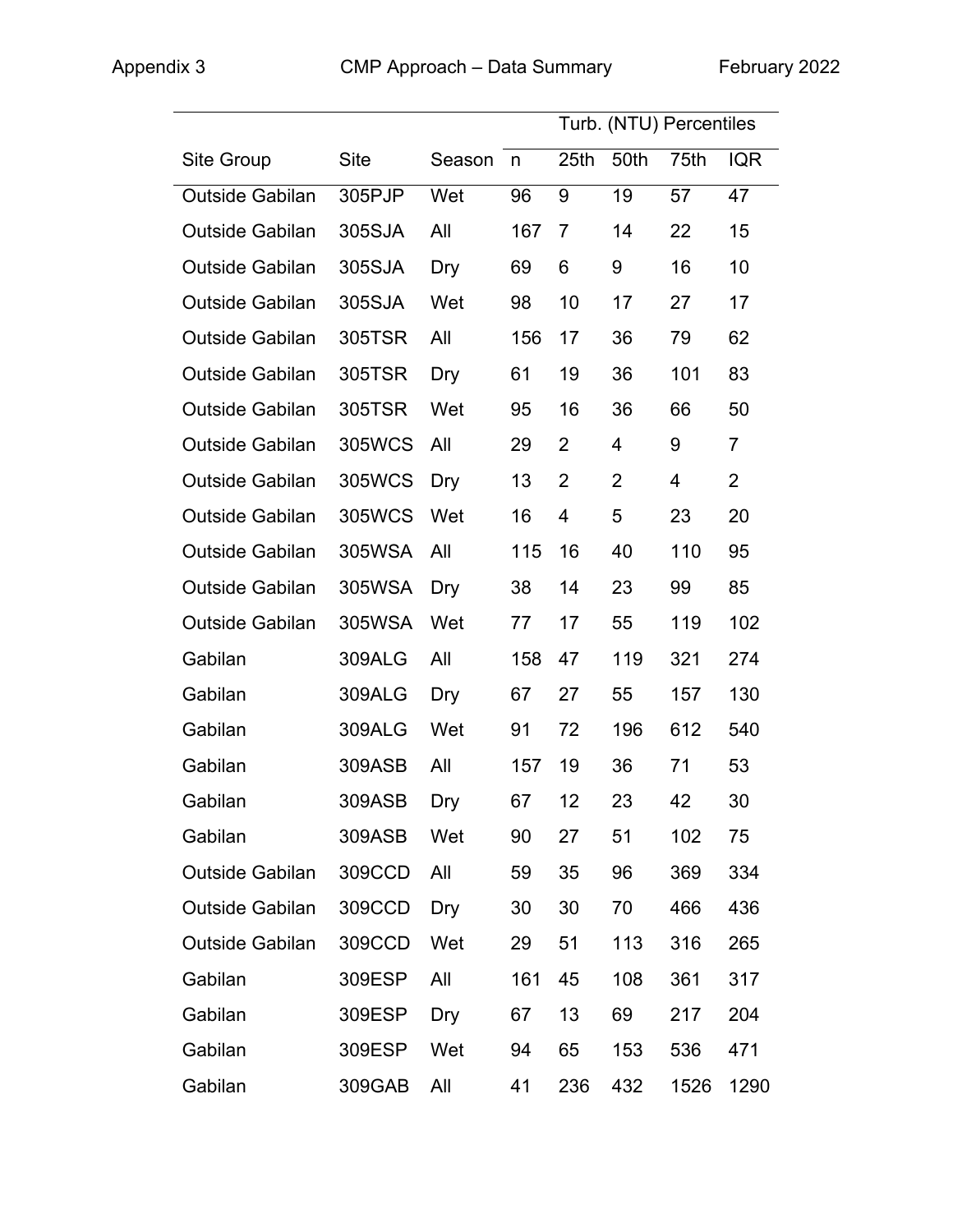| | | | | Turb. (NTU) Percentiles | | | |
|---|---|---|---|---|---|---|---|
| Site Group | Site | Season | n | 25th | 50th | 75th | IQR |
| Outside Gabilan | 305PJP | Wet | 96 | 9 | 19 | 57 | 47 |
| Outside Gabilan | 305SJA | All | 167 | 7 | 14 | 22 | 15 |
| Outside Gabilan | 305SJA | Dry | 69 | 6 | 9 | 16 | 10 |
| Outside Gabilan | 305SJA | Wet | 98 | 10 | 17 | 27 | 17 |
| Outside Gabilan | 305TSR | All | 156 | 17 | 36 | 79 | 62 |
| Outside Gabilan | 305TSR | Dry | 61 | 19 | 36 | 101 | 83 |
| Outside Gabilan | 305TSR | Wet | 95 | 16 | 36 | 66 | 50 |
| Outside Gabilan | 305WCS | All | 29 | 2 | 4 | 9 | 7 |
| Outside Gabilan | 305WCS | Dry | 13 | 2 | 2 | 4 | 2 |
| Outside Gabilan | 305WCS | Wet | 16 | 4 | 5 | 23 | 20 |
| Outside Gabilan | 305WSA | All | 115 | 16 | 40 | 110 | 95 |
| Outside Gabilan | 305WSA | Dry | 38 | 14 | 23 | 99 | 85 |
| Outside Gabilan | 305WSA | Wet | 77 | 17 | 55 | 119 | 102 |
| Gabilan | 309ALG | All | 158 | 47 | 119 | 321 | 274 |
| Gabilan | 309ALG | Dry | 67 | 27 | 55 | 157 | 130 |
| Gabilan | 309ALG | Wet | 91 | 72 | 196 | 612 | 540 |
| Gabilan | 309ASB | All | 157 | 19 | 36 | 71 | 53 |
| Gabilan | 309ASB | Dry | 67 | 12 | 23 | 42 | 30 |
| Gabilan | 309ASB | Wet | 90 | 27 | 51 | 102 | 75 |
| Outside Gabilan | 309CCD | All | 59 | 35 | 96 | 369 | 334 |
| Outside Gabilan | 309CCD | Dry | 30 | 30 | 70 | 466 | 436 |
| Outside Gabilan | 309CCD | Wet | 29 | 51 | 113 | 316 | 265 |
| Gabilan | 309ESP | All | 161 | 45 | 108 | 361 | 317 |
| Gabilan | 309ESP | Dry | 67 | 13 | 69 | 217 | 204 |
| Gabilan | 309ESP | Wet | 94 | 65 | 153 | 536 | 471 |
| Gabilan | 309GAB | All | 41 | 236 | 432 | 1526 | 1290 |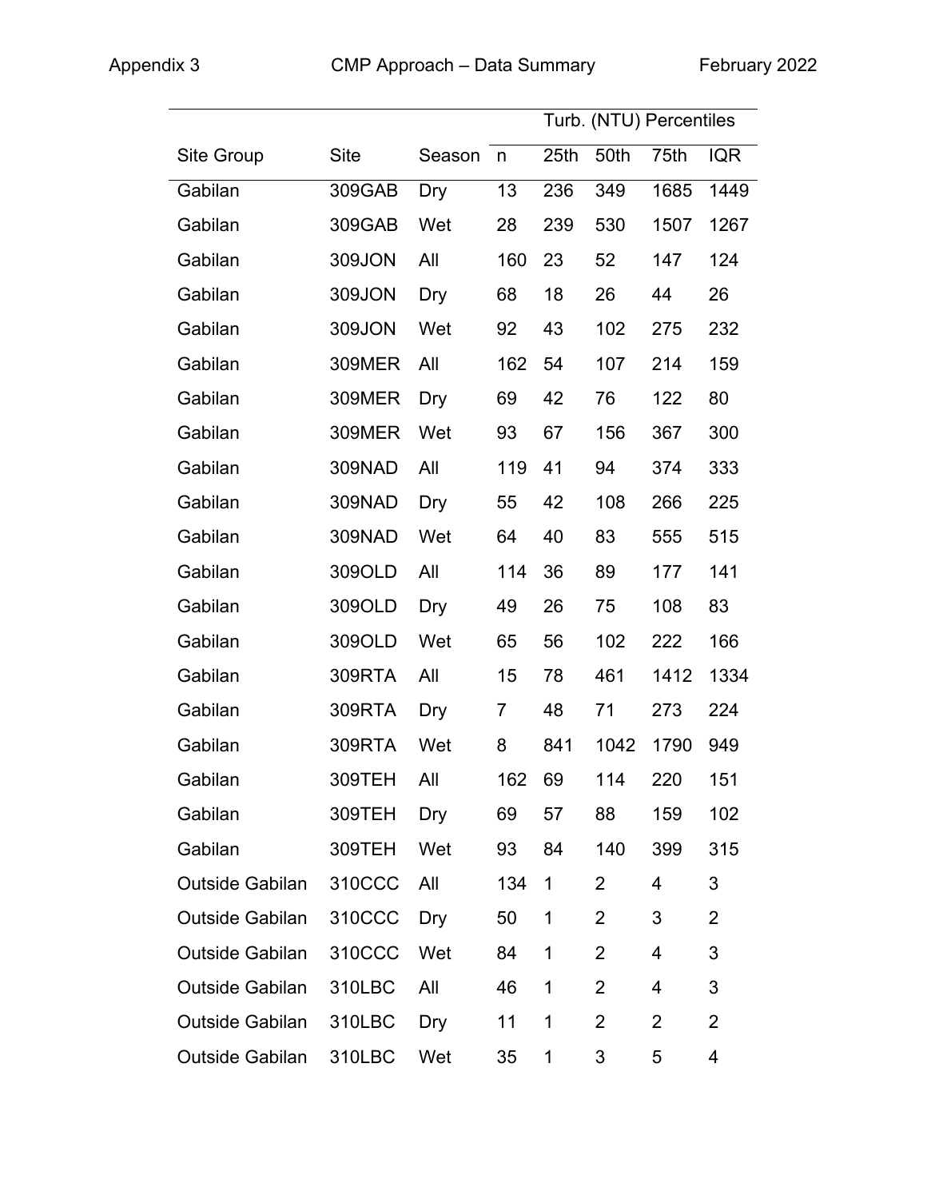| Site Group | Site | Season | n | Turb. (NTU) Percentiles | | | |
|---|---|---|---|---|---|---|---|
| | | | | 25th | 50th | 75th | IQR |
| Gabilan | 309GAB | Dry | 13 | 236 | 349 | 1685 | 1449 |
| Gabilan | 309GAB | Wet | 28 | 239 | 530 | 1507 | 1267 |
| Gabilan | 309JON | All | 160 | 23 | 52 | 147 | 124 |
| Gabilan | 309JON | Dry | 68 | 18 | 26 | 44 | 26 |
| Gabilan | 309JON | Wet | 92 | 43 | 102 | 275 | 232 |
| Gabilan | 309MER | All | 162 | 54 | 107 | 214 | 159 |
| Gabilan | 309MER | Dry | 69 | 42 | 76 | 122 | 80 |
| Gabilan | 309MER | Wet | 93 | 67 | 156 | 367 | 300 |
| Gabilan | 309NAD | All | 119 | 41 | 94 | 374 | 333 |
| Gabilan | 309NAD | Dry | 55 | 42 | 108 | 266 | 225 |
| Gabilan | 309NAD | Wet | 64 | 40 | 83 | 555 | 515 |
| Gabilan | 309OLD | All | 114 | 36 | 89 | 177 | 141 |
| Gabilan | 309OLD | Dry | 49 | 26 | 75 | 108 | 83 |
| Gabilan | 309OLD | Wet | 65 | 56 | 102 | 222 | 166 |
| Gabilan | 309RTA | All | 15 | 78 | 461 | 1412 | 1334 |
| Gabilan | 309RTA | Dry | 7 | 48 | 71 | 273 | 224 |
| Gabilan | 309RTA | Wet | 8 | 841 | 1042 | 1790 | 949 |
| Gabilan | 309TEH | All | 162 | 69 | 114 | 220 | 151 |
| Gabilan | 309TEH | Dry | 69 | 57 | 88 | 159 | 102 |
| Gabilan | 309TEH | Wet | 93 | 84 | 140 | 399 | 315 |
| Outside Gabilan | 310CCC | All | 134 | 1 | 2 | 4 | 3 |
| Outside Gabilan | 310CCC | Dry | 50 | 1 | 2 | 3 | 2 |
| Outside Gabilan | 310CCC | Wet | 84 | 1 | 2 | 4 | 3 |
| Outside Gabilan | 310LBC | All | 46 | 1 | 2 | 4 | 3 |
| Outside Gabilan | 310LBC | Dry | 11 | 1 | 2 | 2 | 2 |
| Outside Gabilan | 310LBC | Wet | 35 | 1 | 3 | 5 | 4 |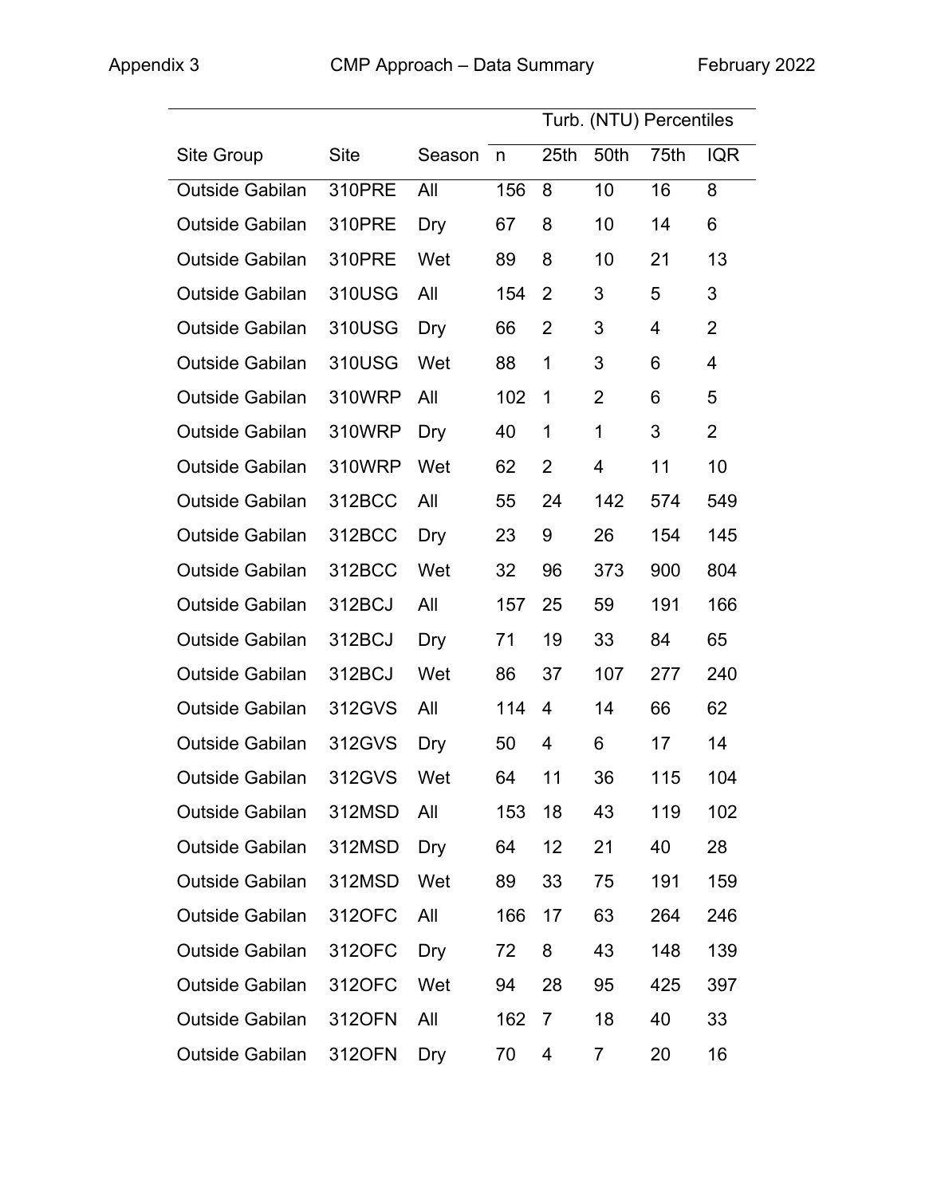| | | | | Turb. (NTU) Percentiles | | | |
|---|---|---|---|---|---|---|---|
| Site Group | Site | Season | n | 25th | 50th | 75th | IQR |
| Outside Gabilan | 310PRE | All | 156 | 8 | 10 | 16 | 8 |
| Outside Gabilan | 310PRE | Dry | 67 | 8 | 10 | 14 | 6 |
| Outside Gabilan | 310PRE | Wet | 89 | 8 | 10 | 21 | 13 |
| Outside Gabilan | 310USG | All | 154 | 2 | 3 | 5 | 3 |
| Outside Gabilan | 310USG | Dry | 66 | 2 | 3 | 4 | 2 |
| Outside Gabilan | 310USG | Wet | 88 | 1 | 3 | 6 | 4 |
| Outside Gabilan | 310WRP | All | 102 | 1 | 2 | 6 | 5 |
| Outside Gabilan | 310WRP | Dry | 40 | 1 | 1 | 3 | 2 |
| Outside Gabilan | 310WRP | Wet | 62 | 2 | 4 | 11 | 10 |
| Outside Gabilan | 312BCC | All | 55 | 24 | 142 | 574 | 549 |
| Outside Gabilan | 312BCC | Dry | 23 | 9 | 26 | 154 | 145 |
| Outside Gabilan | 312BCC | Wet | 32 | 96 | 373 | 900 | 804 |
| Outside Gabilan | 312BCJ | All | 157 | 25 | 59 | 191 | 166 |
| Outside Gabilan | 312BCJ | Dry | 71 | 19 | 33 | 84 | 65 |
| Outside Gabilan | 312BCJ | Wet | 86 | 37 | 107 | 277 | 240 |
| Outside Gabilan | 312GVS | All | 114 | 4 | 14 | 66 | 62 |
| Outside Gabilan | 312GVS | Dry | 50 | 4 | 6 | 17 | 14 |
| Outside Gabilan | 312GVS | Wet | 64 | 11 | 36 | 115 | 104 |
| Outside Gabilan | 312MSD | All | 153 | 18 | 43 | 119 | 102 |
| Outside Gabilan | 312MSD | Dry | 64 | 12 | 21 | 40 | 28 |
| Outside Gabilan | 312MSD | Wet | 89 | 33 | 75 | 191 | 159 |
| Outside Gabilan | 312OFC | All | 166 | 17 | 63 | 264 | 246 |
| Outside Gabilan | 312OFC | Dry | 72 | 8 | 43 | 148 | 139 |
| Outside Gabilan | 312OFC | Wet | 94 | 28 | 95 | 425 | 397 |
| Outside Gabilan | 312OFN | All | 162 | 7 | 18 | 40 | 33 |
| Outside Gabilan | 312OFN | Dry | 70 | 4 | 7 | 20 | 16 |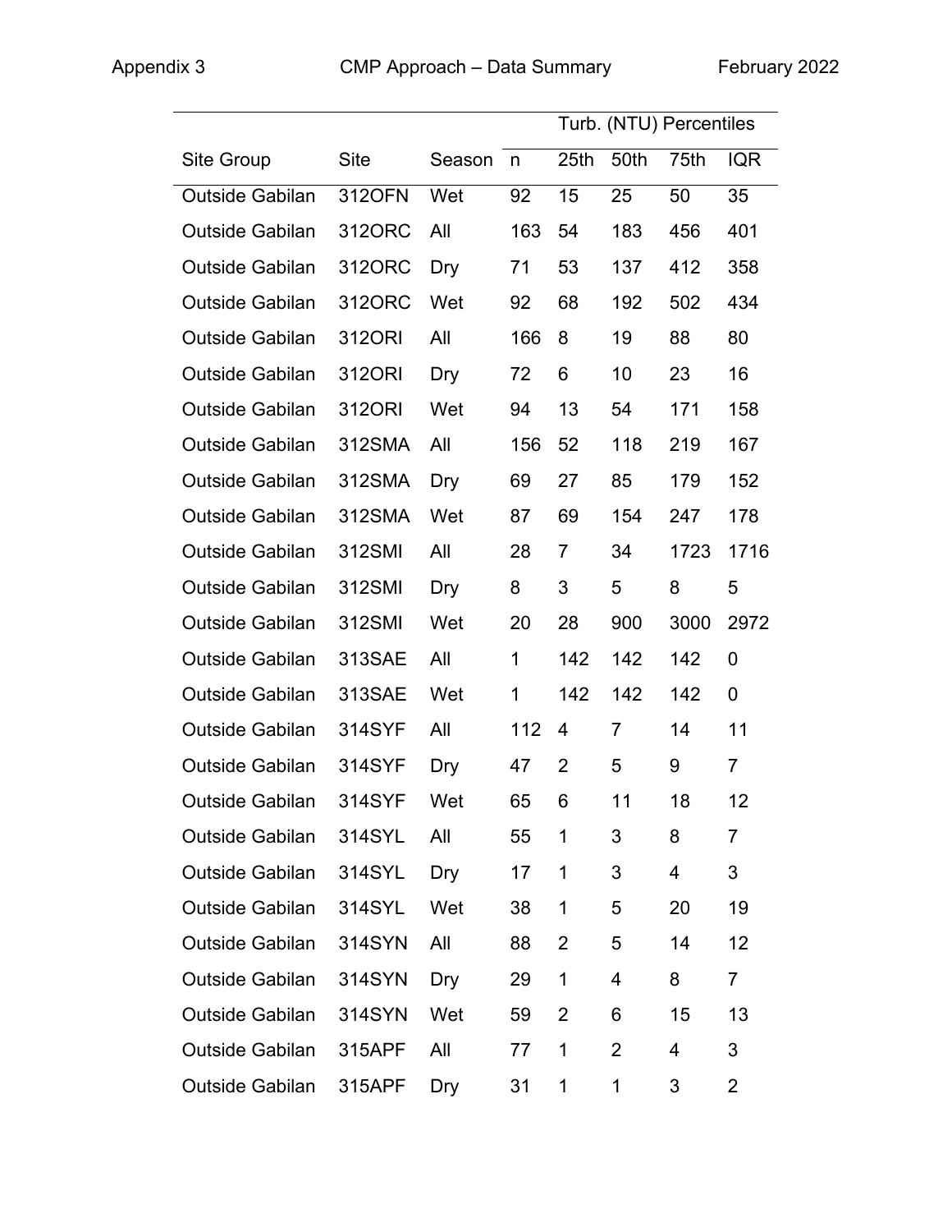| Site Group | Site | Season | n | Turb. (NTU) Percentiles | | | |
|---|---|---|---|---|---|---|---|
| | | | | 25th | 50th | 75th | IQR |
| Outside Gabilan | 312OFN | Wet | 92 | 15 | 25 | 50 | 35 |
| Outside Gabilan | 312ORC | All | 163 | 54 | 183 | 456 | 401 |
| Outside Gabilan | 312ORC | Dry | 71 | 53 | 137 | 412 | 358 |
| Outside Gabilan | 312ORC | Wet | 92 | 68 | 192 | 502 | 434 |
| Outside Gabilan | 312ORI | All | 166 | 8 | 19 | 88 | 80 |
| Outside Gabilan | 312ORI | Dry | 72 | 6 | 10 | 23 | 16 |
| Outside Gabilan | 312ORI | Wet | 94 | 13 | 54 | 171 | 158 |
| Outside Gabilan | 312SMA | All | 156 | 52 | 118 | 219 | 167 |
| Outside Gabilan | 312SMA | Dry | 69 | 27 | 85 | 179 | 152 |
| Outside Gabilan | 312SMA | Wet | 87 | 69 | 154 | 247 | 178 |
| Outside Gabilan | 312SMI | All | 28 | 7 | 34 | 1723 | 1716 |
| Outside Gabilan | 312SMI | Dry | 8 | 3 | 5 | 8 | 5 |
| Outside Gabilan | 312SMI | Wet | 20 | 28 | 900 | 3000 | 2972 |
| Outside Gabilan | 313SAE | All | 1 | 142 | 142 | 142 | 0 |
| Outside Gabilan | 313SAE | Wet | 1 | 142 | 142 | 142 | 0 |
| Outside Gabilan | 314SYF | All | 112 | 4 | 7 | 14 | 11 |
| Outside Gabilan | 314SYF | Dry | 47 | 2 | 5 | 9 | 7 |
| Outside Gabilan | 314SYF | Wet | 65 | 6 | 11 | 18 | 12 |
| Outside Gabilan | 314SYL | All | 55 | 1 | 3 | 8 | 7 |
| Outside Gabilan | 314SYL | Dry | 17 | 1 | 3 | 4 | 3 |
| Outside Gabilan | 314SYL | Wet | 38 | 1 | 5 | 20 | 19 |
| Outside Gabilan | 314SYN | All | 88 | 2 | 5 | 14 | 12 |
| Outside Gabilan | 314SYN | Dry | 29 | 1 | 4 | 8 | 7 |
| Outside Gabilan | 314SYN | Wet | 59 | 2 | 6 | 15 | 13 |
| Outside Gabilan | 315APF | All | 77 | 1 | 2 | 4 | 3 |
| Outside Gabilan | 315APF | Dry | 31 | 1 | 1 | 3 | 2 |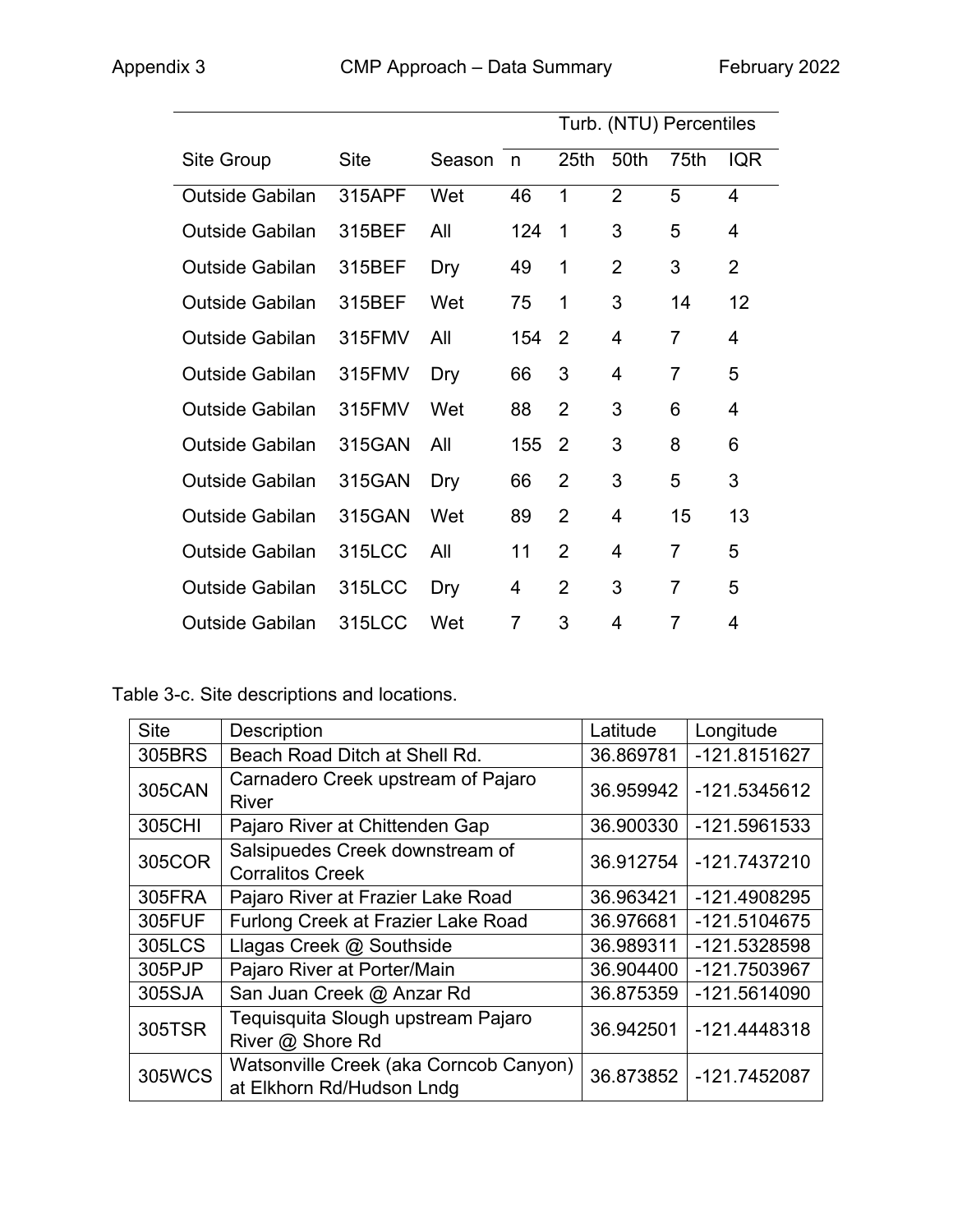| Site Group | Site | Season | n | Turb. (NTU) Percentiles | | | |
|---|---|---|---|---|---|---|---|
| | | | | 25th | 50th | 75th | IQR |
| Outside Gabilan | 315APF | Wet | 46 | 1 | 2 | 5 | 4 |
| Outside Gabilan | 315BEF | All | 124 | 1 | 3 | 5 | 4 |
| Outside Gabilan | 315BEF | Dry | 49 | 1 | 2 | 3 | 2 |
| Outside Gabilan | 315BEF | Wet | 75 | 1 | 3 | 14 | 12 |
| Outside Gabilan | 315FMV | All | 154 | 2 | 4 | 7 | 4 |
| Outside Gabilan | 315FMV | Dry | 66 | 3 | 4 | 7 | 5 |
| Outside Gabilan | 315FMV | Wet | 88 | 2 | 3 | 6 | 4 |
| Outside Gabilan | 315GAN | All | 155 | 2 | 3 | 8 | 6 |
| Outside Gabilan | 315GAN | Dry | 66 | 2 | 3 | 5 | 3 |
| Outside Gabilan | 315GAN | Wet | 89 | 2 | 4 | 15 | 13 |
| Outside Gabilan | 315LCC | All | 11 | 2 | 4 | 7 | 5 |
| Outside Gabilan | 315LCC | Dry | 4 | 2 | 3 | 7 | 5 |
| Outside Gabilan | 315LCC | Wet | 7 | 3 | 4 | 7 | 4 |

Table 3-c. Site descriptions and locations.

| Site | Description | Latitude | Longitude |
|---|---|---|---|
| 305BRS | Beach Road Ditch at Shell Rd. | 36.869781 | -121.8151627 |
| 305CAN | Carnadero Creek upstream of Pajaro River | 36.959942 | -121.5345612 |
| 305CHI | Pajaro River at Chittenden Gap | 36.900330 | -121.5961533 |
| 305COR | Salsipuedes Creek downstream of Corralitos Creek | 36.912754 | -121.7437210 |
| 305FRA | Pajaro River at Frazier Lake Road | 36.963421 | -121.4908295 |
| 305FUF | Furlong Creek at Frazier Lake Road | 36.976681 | -121.5104675 |
| 305LCS | Llagas Creek @ Southside | 36.989311 | -121.5328598 |
| 305PJP | Pajaro River at Porter/Main | 36.904400 | -121.7503967 |
| 305SJA | San Juan Creek @ Anzar Rd | 36.875359 | -121.5614090 |
| 305TSR | Tequisquita Slough upstream Pajaro River @ Shore Rd | 36.942501 | -121.4448318 |
| 305WCS | Watsonville Creek (aka Corncob Canyon) at Elkhorn Rd/Hudson Lndg | 36.873852 | -121.7452087 |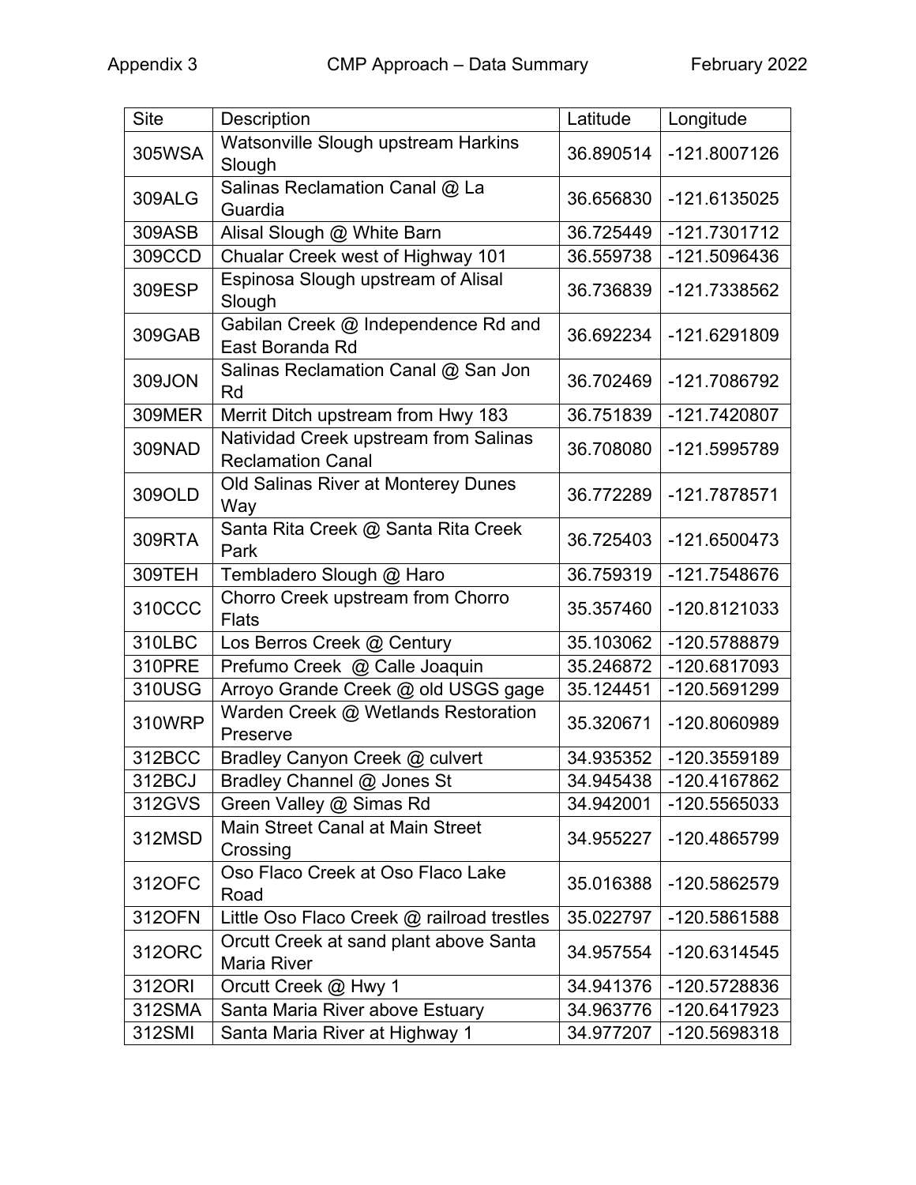| Site | Description | Latitude | Longitude |
|---|---|---|---|
| 305WSA | Watsonville Slough upstream Harkins Slough | 36.890514 | -121.8007126 |
| 309ALG | Salinas Reclamation Canal @ La Guardia | 36.656830 | -121.6135025 |
| 309ASB | Alisal Slough @ White Barn | 36.725449 | -121.7301712 |
| 309CCD | Chualar Creek west of Highway 101 | 36.559738 | -121.5096436 |
| 309ESP | Espinosa Slough upstream of Alisal Slough | 36.736839 | -121.7338562 |
| 309GAB | Gabilan Creek @ Independence Rd and East Boranda Rd | 36.692234 | -121.6291809 |
| 309JON | Salinas Reclamation Canal @ San Jon Rd | 36.702469 | -121.7086792 |
| 309MER | Merrit Ditch upstream from Hwy 183 | 36.751839 | -121.7420807 |
| 309NAD | Natividad Creek upstream from Salinas Reclamation Canal | 36.708080 | -121.5995789 |
| 309OLD | Old Salinas River at Monterey Dunes Way | 36.772289 | -121.7878571 |
| 309RTA | Santa Rita Creek @ Santa Rita Creek Park | 36.725403 | -121.6500473 |
| 309TEH | Tembladero Slough @ Haro | 36.759319 | -121.7548676 |
| 310CCC | Chorro Creek upstream from Chorro Flats | 35.357460 | -120.8121033 |
| 310LBC | Los Berros Creek @ Century | 35.103062 | -120.5788879 |
| 310PRE | Prefumo Creek @ Calle Joaquin | 35.246872 | -120.6817093 |
| 310USG | Arroyo Grande Creek @ old USGS gage | 35.124451 | -120.5691299 |
| 310WRP | Warden Creek @ Wetlands Restoration Preserve | 35.320671 | -120.8060989 |
| 312BCC | Bradley Canyon Creek @ culvert | 34.935352 | -120.3559189 |
| 312BCJ | Bradley Channel @ Jones St | 34.945438 | -120.4167862 |
| 312GVS | Green Valley @ Simas Rd | 34.942001 | -120.5565033 |
| 312MSD | Main Street Canal at Main Street Crossing | 34.955227 | -120.4865799 |
| 312OFC | Oso Flaco Creek at Oso Flaco Lake Road | 35.016388 | -120.5862579 |
| 312OFN | Little Oso Flaco Creek @ railroad trestles | 35.022797 | -120.5861588 |
| 312ORC | Orcutt Creek at sand plant above Santa Maria River | 34.957554 | -120.6314545 |
| 312ORI | Orcutt Creek @ Hwy 1 | 34.941376 | -120.5728836 |
| 312SMA | Santa Maria River above Estuary | 34.963776 | -120.6417923 |
| 312SMI | Santa Maria River at Highway 1 | 34.977207 | -120.5698318 |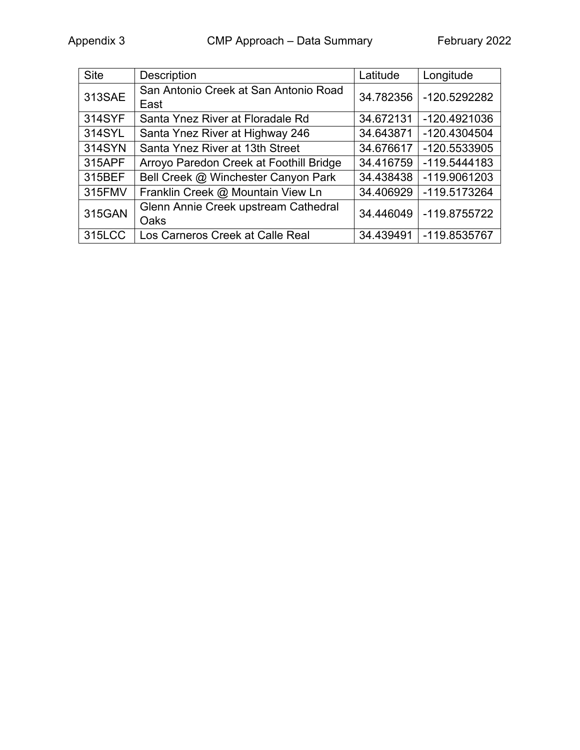| Site | Description | Latitude | Longitude |
|---|---|---|---|
| 313SAE | San Antonio Creek at San Antonio Road East | 34.782356 | -120.5292282 |
| 314SYF | Santa Ynez River at Floradale Rd | 34.672131 | -120.4921036 |
| 314SYL | Santa Ynez River at Highway 246 | 34.643871 | -120.4304504 |
| 314SYN | Santa Ynez River at 13th Street | 34.676617 | -120.5533905 |
| 315APF | Arroyo Paredon Creek at Foothill Bridge | 34.416759 | -119.5444183 |
| 315BEF | Bell Creek @ Winchester Canyon Park | 34.438438 | -119.9061203 |
| 315FMV | Franklin Creek @ Mountain View Ln | 34.406929 | -119.5173264 |
| 315GAN | Glenn Annie Creek upstream Cathedral Oaks | 34.446049 | -119.8755722 |
| 315LCC | Los Carneros Creek at Calle Real | 34.439491 | -119.8535767 |